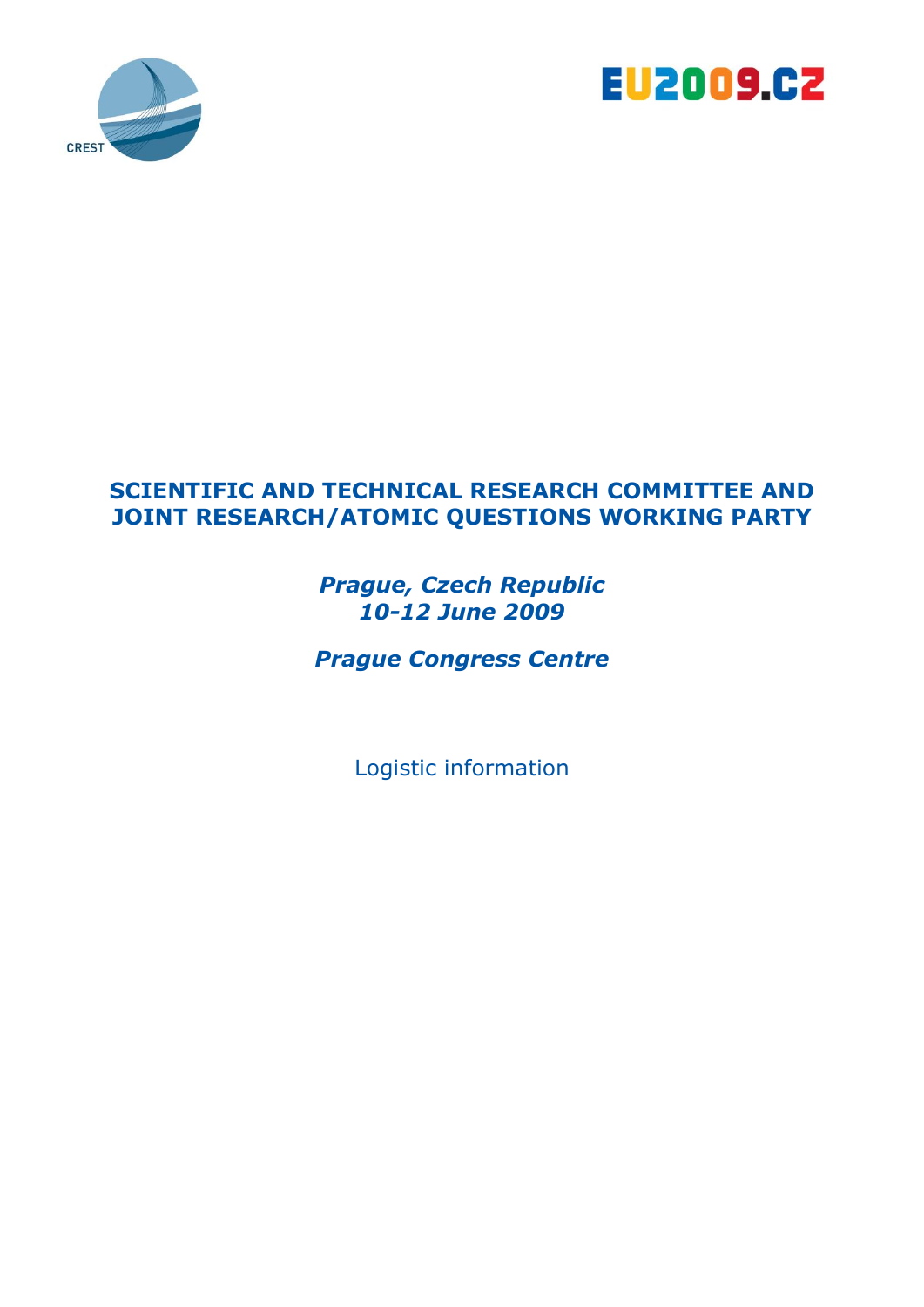CREST

EU2009.CZ

# SCIENTIFIC AND TECHNICAL RESEARCH COMMITTEE AND JOINT RESEARCH/ATOMIC QUESTIONS WORKING PARTY

***Prague, Czech Republic***
***10-12 June 2009***

***Prague Congress Centre***

Logistic information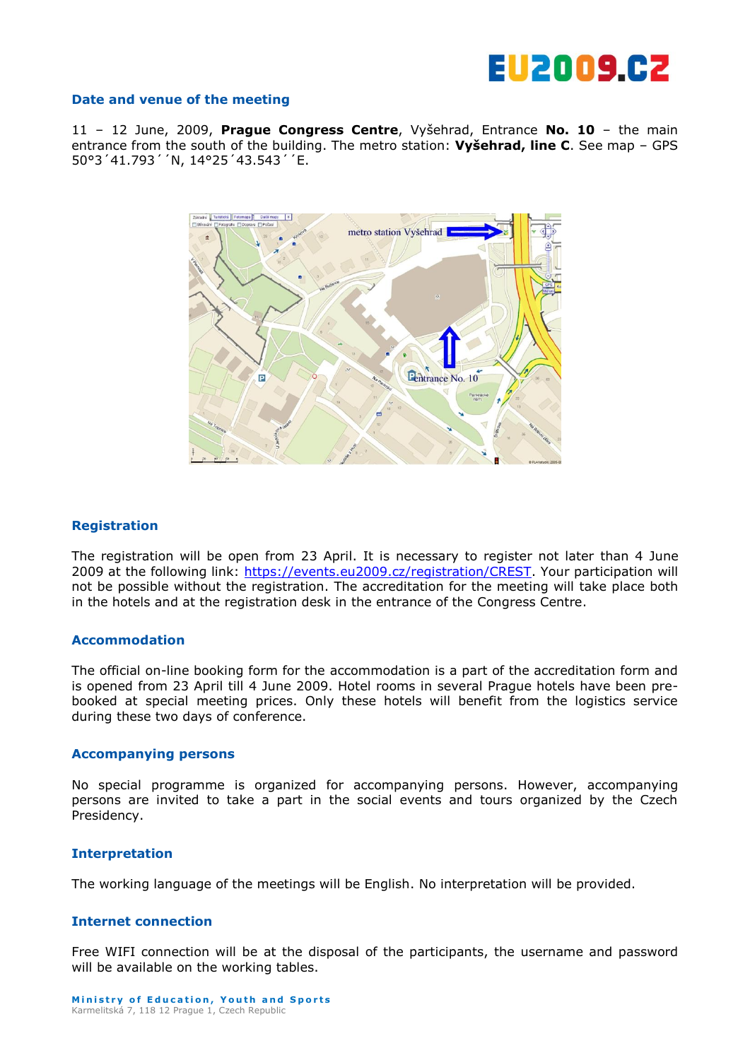## Date and venue of the meeting

11 – 12 June, 2009, **Prague Congress Centre**, Vyšehrad, Entrance **No. 10** – the main entrance from the south of the building. The metro station: **Vyšehrad, line C**. See map – GPS 50°3´41.793´´N, 14°25´43.543´´E.

## Registration

The registration will be open from 23 April. It is necessary to register not later than 4 June 2009 at the following link: https://events.eu2009.cz/registration/CREST. Your participation will not be possible without the registration. The accreditation for the meeting will take place both in the hotels and at the registration desk in the entrance of the Congress Centre.

## Accommodation

The official on-line booking form for the accommodation is a part of the accreditation form and is opened from 23 April till 4 June 2009. Hotel rooms in several Prague hotels have been pre-booked at special meeting prices. Only these hotels will benefit from the logistics service during these two days of conference.

## Accompanying persons

No special programme is organized for accompanying persons. However, accompanying persons are invited to take a part in the social events and tours organized by the Czech Presidency.

## Interpretation

The working language of the meetings will be English. No interpretation will be provided.

## Internet connection

Free WIFI connection will be at the disposal of the participants, the username and password will be available on the working tables.

**Ministry of Education, Youth and Sports**
Karmelitská 7, 118 12 Prague 1, Czech Republic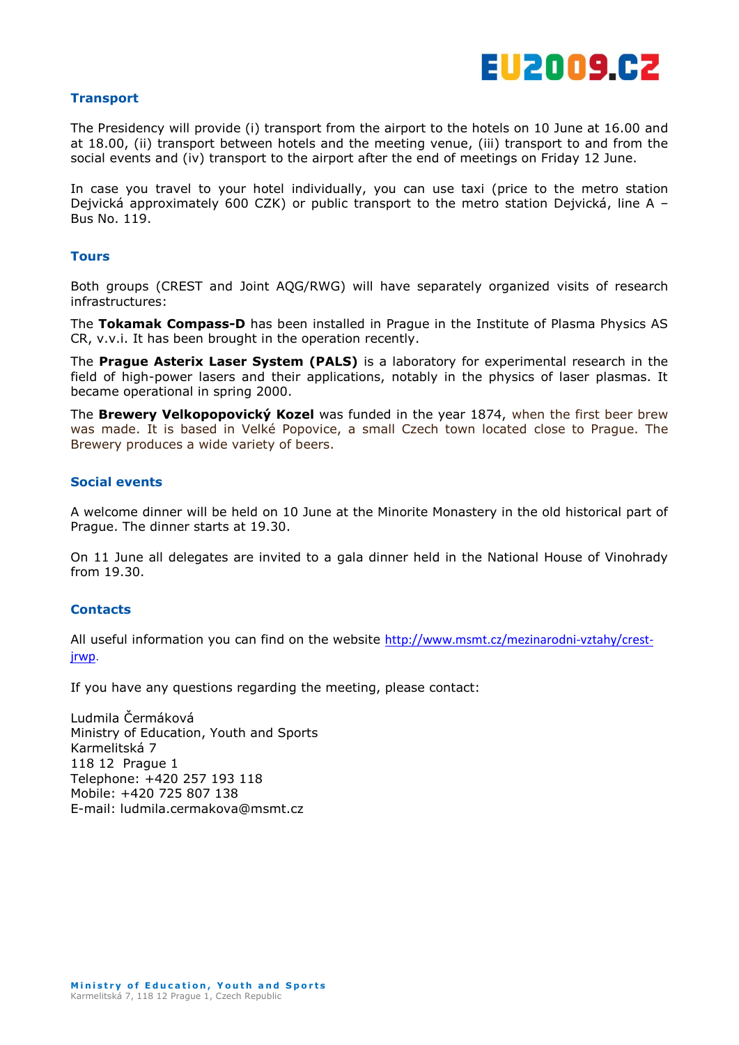## Transport

The Presidency will provide (i) transport from the airport to the hotels on 10 June at 16.00 and at 18.00, (ii) transport between hotels and the meeting venue, (iii) transport to and from the social events and (iv) transport to the airport after the end of meetings on Friday 12 June.

In case you travel to your hotel individually, you can use taxi (price to the metro station Dejvická approximately 600 CZK) or public transport to the metro station Dejvická, line A – Bus No. 119.

## Tours

Both groups (CREST and Joint AQG/RWG) will have separately organized visits of research infrastructures:

The **Tokamak Compass-D** has been installed in Prague in the Institute of Plasma Physics AS CR, v.v.i. It has been brought in the operation recently.

The **Prague Asterix Laser System (PALS)** is a laboratory for experimental research in the field of high-power lasers and their applications, notably in the physics of laser plasmas. It became operational in spring 2000.

The **Brewery Velkopopovický Kozel** was funded in the year 1874, when the first beer brew was made. It is based in Velké Popovice, a small Czech town located close to Prague. The Brewery produces a wide variety of beers.

## Social events

A welcome dinner will be held on 10 June at the Minorite Monastery in the old historical part of Prague. The dinner starts at 19.30.

On 11 June all delegates are invited to a gala dinner held in the National House of Vinohrady from 19.30.

## Contacts

All useful information you can find on the website http://www.msmt.cz/mezinarodni-vztahy/crest-jrwp.

If you have any questions regarding the meeting, please contact:

Ludmila Čermáková
Ministry of Education, Youth and Sports
Karmelitská 7
118 12 Prague 1
Telephone: +420 257 193 118
Mobile: +420 725 807 138
E-mail: ludmila.cermakova@msmt.cz